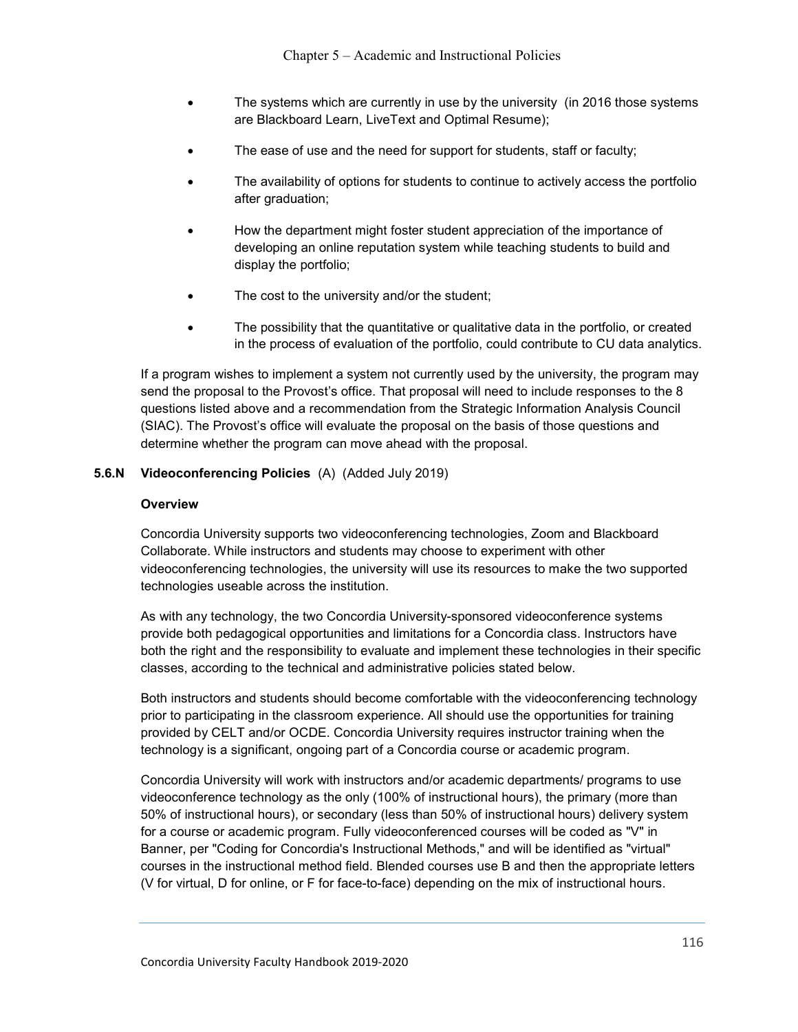- The systems which are currently in use by the university (in 2016 those systems are Blackboard Learn, LiveText and Optimal Resume);
- The ease of use and the need for support for students, staff or faculty;
- The availability of options for students to continue to actively access the portfolio after graduation;
- How the department might foster student appreciation of the importance of developing an online reputation system while teaching students to build and display the portfolio;
- The cost to the university and/or the student;
- The possibility that the quantitative or qualitative data in the portfolio, or created in the process of evaluation of the portfolio, could contribute to CU data analytics.

If a program wishes to implement a system not currently used by the university, the program may send the proposal to the Provost's office. That proposal will need to include responses to the 8 questions listed above and a recommendation from the Strategic Information Analysis Council (SIAC). The Provost's office will evaluate the proposal on the basis of those questions and determine whether the program can move ahead with the proposal.

### 5.6.N Videoconferencing Policies (A) (Added July 2019)

**Overview**

Concordia University supports two videoconferencing technologies, Zoom and Blackboard Collaborate. While instructors and students may choose to experiment with other videoconferencing technologies, the university will use its resources to make the two supported technologies useable across the institution.

As with any technology, the two Concordia University-sponsored videoconference systems provide both pedagogical opportunities and limitations for a Concordia class. Instructors have both the right and the responsibility to evaluate and implement these technologies in their specific classes, according to the technical and administrative policies stated below.

Both instructors and students should become comfortable with the videoconferencing technology prior to participating in the classroom experience. All should use the opportunities for training provided by CELT and/or OCDE. Concordia University requires instructor training when the technology is a significant, ongoing part of a Concordia course or academic program.

Concordia University will work with instructors and/or academic departments/ programs to use videoconference technology as the only (100% of instructional hours), the primary (more than 50% of instructional hours), or secondary (less than 50% of instructional hours) delivery system for a course or academic program. Fully videoconferenced courses will be coded as "V" in Banner, per "Coding for Concordia's Instructional Methods," and will be identified as "virtual" courses in the instructional method field. Blended courses use B and then the appropriate letters (V for virtual, D for online, or F for face-to-face) depending on the mix of instructional hours.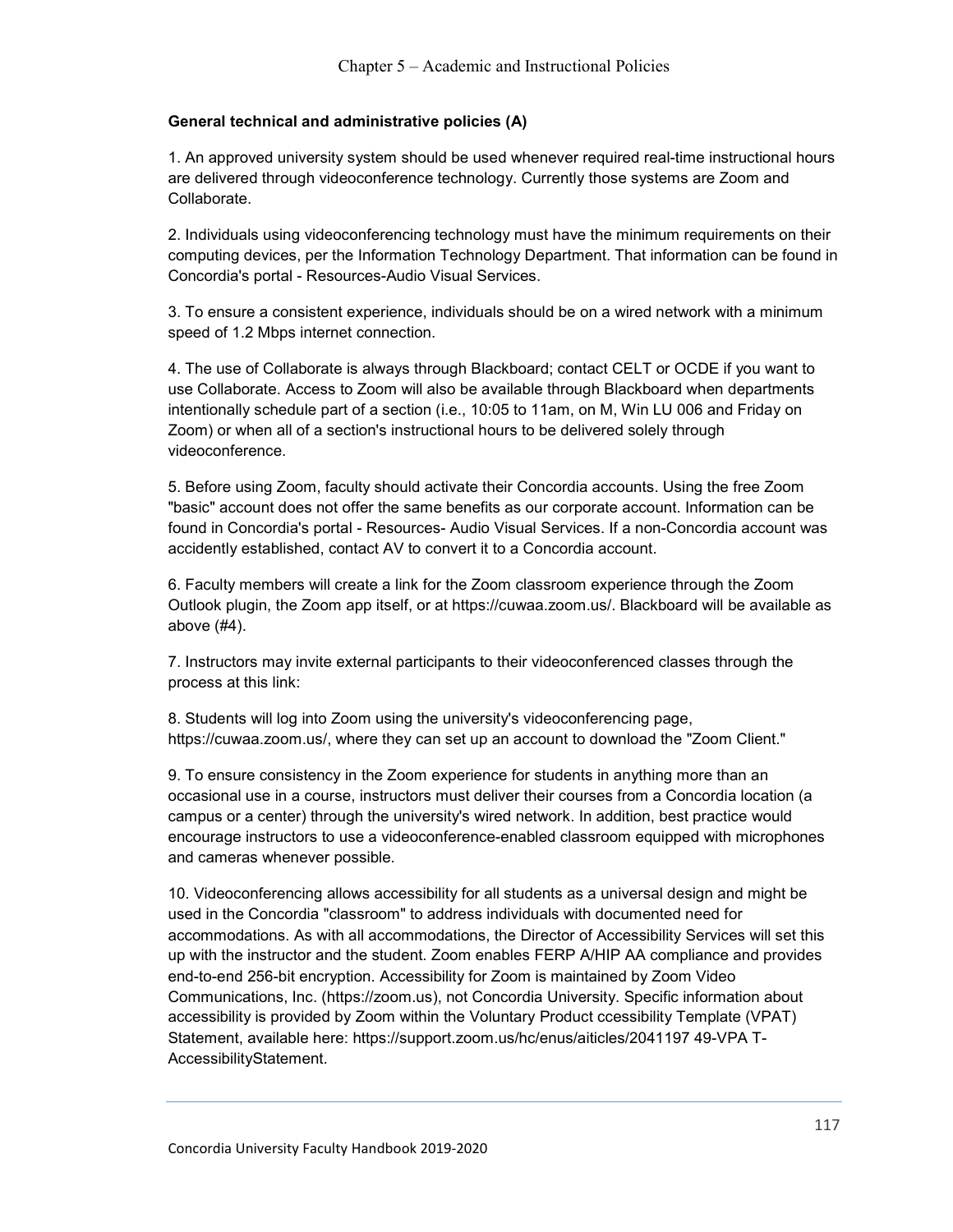**General technical and administrative policies (A)**

1. An approved university system should be used whenever required real-time instructional hours are delivered through videoconference technology. Currently those systems are Zoom and Collaborate.

2. Individuals using videoconferencing technology must have the minimum requirements on their computing devices, per the Information Technology Department. That information can be found in Concordia's portal - Resources-Audio Visual Services.

3. To ensure a consistent experience, individuals should be on a wired network with a minimum speed of 1.2 Mbps internet connection.

4. The use of Collaborate is always through Blackboard; contact CELT or OCDE if you want to use Collaborate. Access to Zoom will also be available through Blackboard when departments intentionally schedule part of a section (i.e., 10:05 to 11am, on M, Win LU 006 and Friday on Zoom) or when all of a section's instructional hours to be delivered solely through videoconference.

5. Before using Zoom, faculty should activate their Concordia accounts. Using the free Zoom "basic" account does not offer the same benefits as our corporate account. Information can be found in Concordia's portal - Resources- Audio Visual Services. If a non-Concordia account was accidently established, contact AV to convert it to a Concordia account.

6. Faculty members will create a link for the Zoom classroom experience through the Zoom Outlook plugin, the Zoom app itself, or at https://cuwaa.zoom.us/. Blackboard will be available as above (#4).

7. Instructors may invite external participants to their videoconferenced classes through the process at this link:

8. Students will log into Zoom using the university's videoconferencing page, https://cuwaa.zoom.us/, where they can set up an account to download the "Zoom Client."

9. To ensure consistency in the Zoom experience for students in anything more than an occasional use in a course, instructors must deliver their courses from a Concordia location (a campus or a center) through the university's wired network. In addition, best practice would encourage instructors to use a videoconference-enabled classroom equipped with microphones and cameras whenever possible.

10. Videoconferencing allows accessibility for all students as a universal design and might be used in the Concordia "classroom" to address individuals with documented need for accommodations. As with all accommodations, the Director of Accessibility Services will set this up with the instructor and the student. Zoom enables FERP A/HIP AA compliance and provides end-to-end 256-bit encryption. Accessibility for Zoom is maintained by Zoom Video Communications, Inc. (https://zoom.us), not Concordia University. Specific information about accessibility is provided by Zoom within the Voluntary Product ccessibility Template (VPAT) Statement, available here: https://support.zoom.us/hc/enus/aiticles/2041197 49-VPA T-AccessibilityStatement.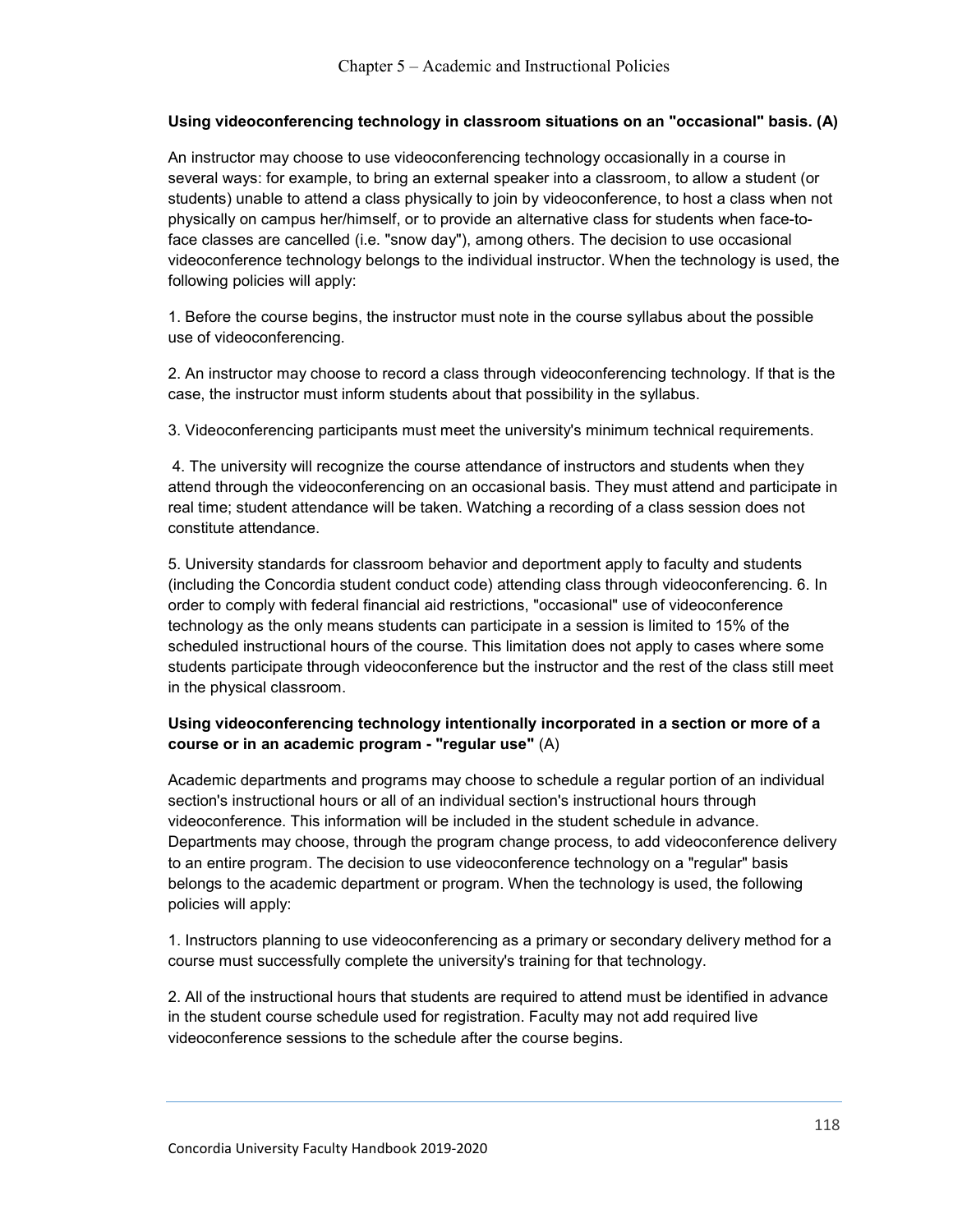**Using videoconferencing technology in classroom situations on an "occasional" basis. (A)**

An instructor may choose to use videoconferencing technology occasionally in a course in several ways: for example, to bring an external speaker into a classroom, to allow a student (or students) unable to attend a class physically to join by videoconference, to host a class when not physically on campus her/himself, or to provide an alternative class for students when face-to-face classes are cancelled (i.e. "snow day"), among others. The decision to use occasional videoconference technology belongs to the individual instructor. When the technology is used, the following policies will apply:

1. Before the course begins, the instructor must note in the course syllabus about the possible use of videoconferencing.

2. An instructor may choose to record a class through videoconferencing technology. If that is the case, the instructor must inform students about that possibility in the syllabus.

3. Videoconferencing participants must meet the university's minimum technical requirements.

4. The university will recognize the course attendance of instructors and students when they attend through the videoconferencing on an occasional basis. They must attend and participate in real time; student attendance will be taken. Watching a recording of a class session does not constitute attendance.

5. University standards for classroom behavior and deportment apply to faculty and students (including the Concordia student conduct code) attending class through videoconferencing. 6. In order to comply with federal financial aid restrictions, "occasional" use of videoconference technology as the only means students can participate in a session is limited to 15% of the scheduled instructional hours of the course. This limitation does not apply to cases where some students participate through videoconference but the instructor and the rest of the class still meet in the physical classroom.

**Using videoconferencing technology intentionally incorporated in a section or more of a course or in an academic program - "regular use"** (A)

Academic departments and programs may choose to schedule a regular portion of an individual section's instructional hours or all of an individual section's instructional hours through videoconference. This information will be included in the student schedule in advance. Departments may choose, through the program change process, to add videoconference delivery to an entire program. The decision to use videoconference technology on a "regular" basis belongs to the academic department or program. When the technology is used, the following policies will apply:

1. Instructors planning to use videoconferencing as a primary or secondary delivery method for a course must successfully complete the university's training for that technology.

2. All of the instructional hours that students are required to attend must be identified in advance in the student course schedule used for registration. Faculty may not add required live videoconference sessions to the schedule after the course begins.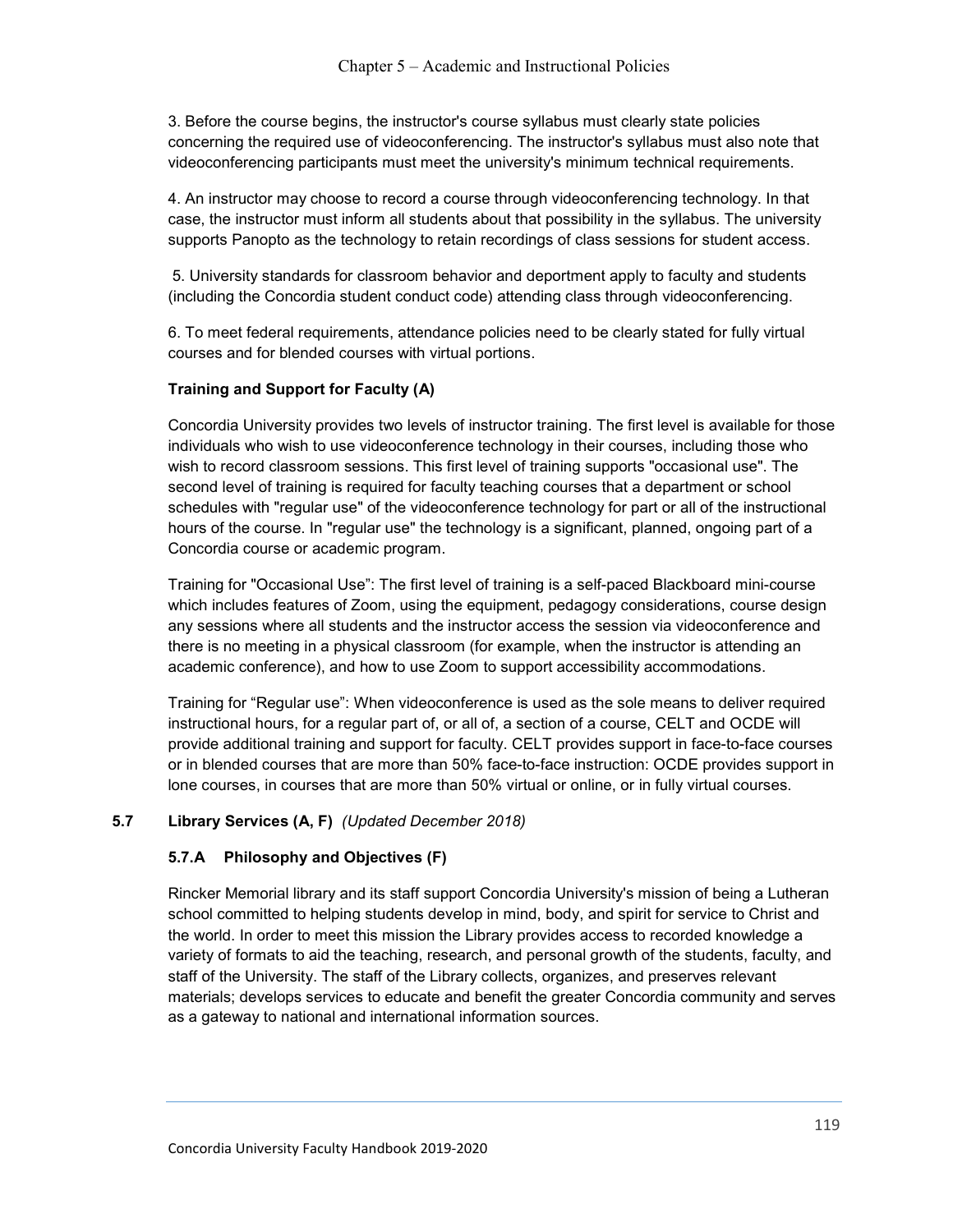3. Before the course begins, the instructor's course syllabus must clearly state policies concerning the required use of videoconferencing. The instructor's syllabus must also note that videoconferencing participants must meet the university's minimum technical requirements.

4. An instructor may choose to record a course through videoconferencing technology. In that case, the instructor must inform all students about that possibility in the syllabus. The university supports Panopto as the technology to retain recordings of class sessions for student access.

5. University standards for classroom behavior and deportment apply to faculty and students (including the Concordia student conduct code) attending class through videoconferencing.

6. To meet federal requirements, attendance policies need to be clearly stated for fully virtual courses and for blended courses with virtual portions.

**Training and Support for Faculty (A)**

Concordia University provides two levels of instructor training. The first level is available for those individuals who wish to use videoconference technology in their courses, including those who wish to record classroom sessions. This first level of training supports "occasional use". The second level of training is required for faculty teaching courses that a department or school schedules with "regular use" of the videoconference technology for part or all of the instructional hours of the course. In "regular use" the technology is a significant, planned, ongoing part of a Concordia course or academic program.

Training for "Occasional Use": The first level of training is a self-paced Blackboard mini-course which includes features of Zoom, using the equipment, pedagogy considerations, course design any sessions where all students and the instructor access the session via videoconference and there is no meeting in a physical classroom (for example, when the instructor is attending an academic conference), and how to use Zoom to support accessibility accommodations.

Training for "Regular use": When videoconference is used as the sole means to deliver required instructional hours, for a regular part of, or all of, a section of a course, CELT and OCDE will provide additional training and support for faculty. CELT provides support in face-to-face courses or in blended courses that are more than 50% face-to-face instruction: OCDE provides support in lone courses, in courses that are more than 50% virtual or online, or in fully virtual courses.

## 5.7 Library Services (A, F) *(Updated December 2018)*

### 5.7.A Philosophy and Objectives (F)

Rincker Memorial library and its staff support Concordia University's mission of being a Lutheran school committed to helping students develop in mind, body, and spirit for service to Christ and the world. In order to meet this mission the Library provides access to recorded knowledge a variety of formats to aid the teaching, research, and personal growth of the students, faculty, and staff of the University. The staff of the Library collects, organizes, and preserves relevant materials; develops services to educate and benefit the greater Concordia community and serves as a gateway to national and international information sources.